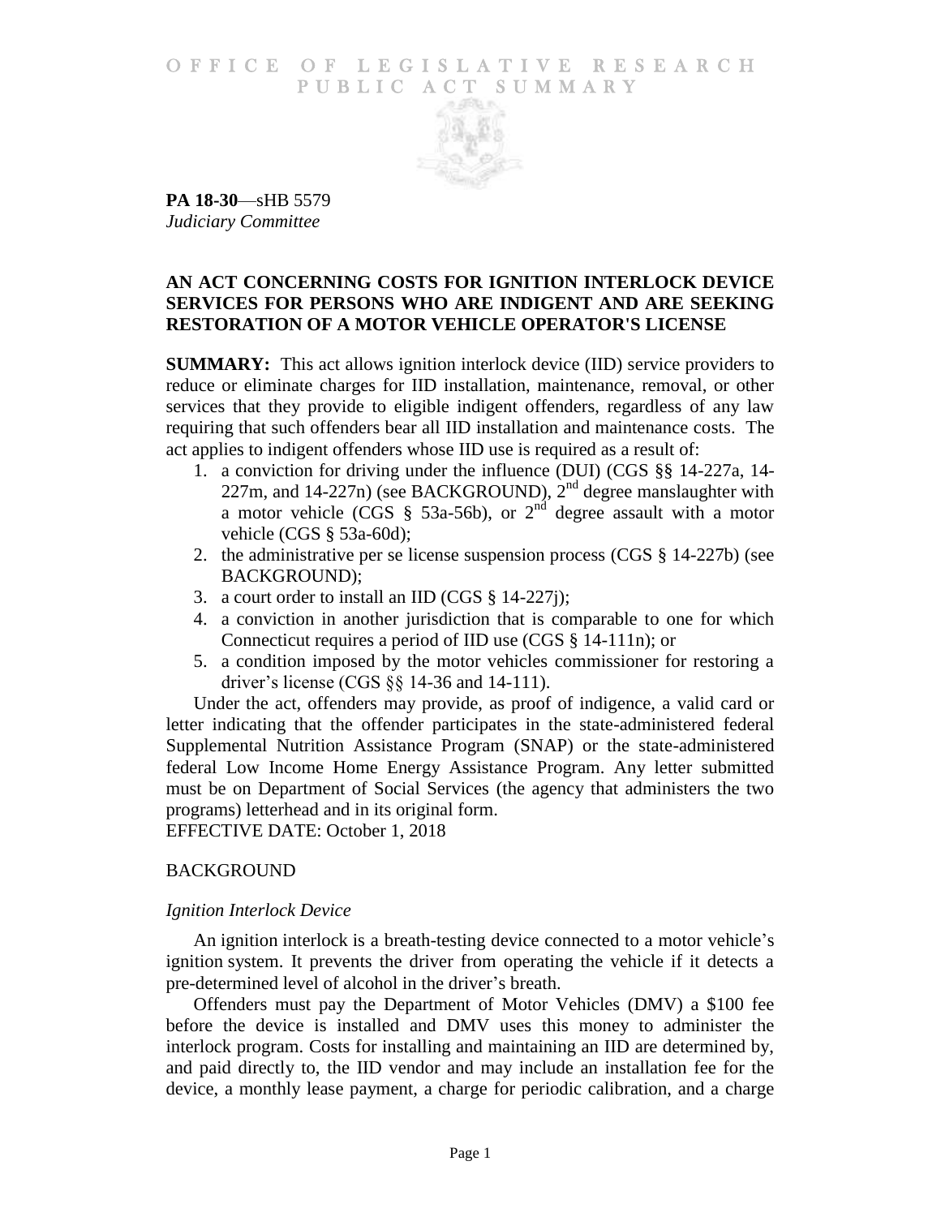# OFFICE OF LEGISLATIVE RESEARCH
# PUBLIC ACT SUMMARY

**PA 18-30**—sHB 5579
*Judiciary Committee*

**AN ACT CONCERNING COSTS FOR IGNITION INTERLOCK DEVICE SERVICES FOR PERSONS WHO ARE INDIGENT AND ARE SEEKING RESTORATION OF A MOTOR VEHICLE OPERATOR'S LICENSE**

**SUMMARY:** This act allows ignition interlock device (IID) service providers to reduce or eliminate charges for IID installation, maintenance, removal, or other services that they provide to eligible indigent offenders, regardless of any law requiring that such offenders bear all IID installation and maintenance costs. The act applies to indigent offenders whose IID use is required as a result of:

1. a conviction for driving under the influence (DUI) (CGS §§ 14-227a, 14-227m, and 14-227n) (see BACKGROUND), 2nd degree manslaughter with a motor vehicle (CGS § 53a-56b), or 2nd degree assault with a motor vehicle (CGS § 53a-60d);
2. the administrative per se license suspension process (CGS § 14-227b) (see BACKGROUND);
3. a court order to install an IID (CGS § 14-227j);
4. a conviction in another jurisdiction that is comparable to one for which Connecticut requires a period of IID use (CGS § 14-111n); or
5. a condition imposed by the motor vehicles commissioner for restoring a driver's license (CGS §§ 14-36 and 14-111).

Under the act, offenders may provide, as proof of indigence, a valid card or letter indicating that the offender participates in the state-administered federal Supplemental Nutrition Assistance Program (SNAP) or the state-administered federal Low Income Home Energy Assistance Program. Any letter submitted must be on Department of Social Services (the agency that administers the two programs) letterhead and in its original form.

EFFECTIVE DATE: October 1, 2018

## BACKGROUND

### *Ignition Interlock Device*

An ignition interlock is a breath-testing device connected to a motor vehicle's ignition system. It prevents the driver from operating the vehicle if it detects a pre-determined level of alcohol in the driver's breath.

Offenders must pay the Department of Motor Vehicles (DMV) a $100 fee before the device is installed and DMV uses this money to administer the interlock program. Costs for installing and maintaining an IID are determined by, and paid directly to, the IID vendor and may include an installation fee for the device, a monthly lease payment, a charge for periodic calibration, and a charge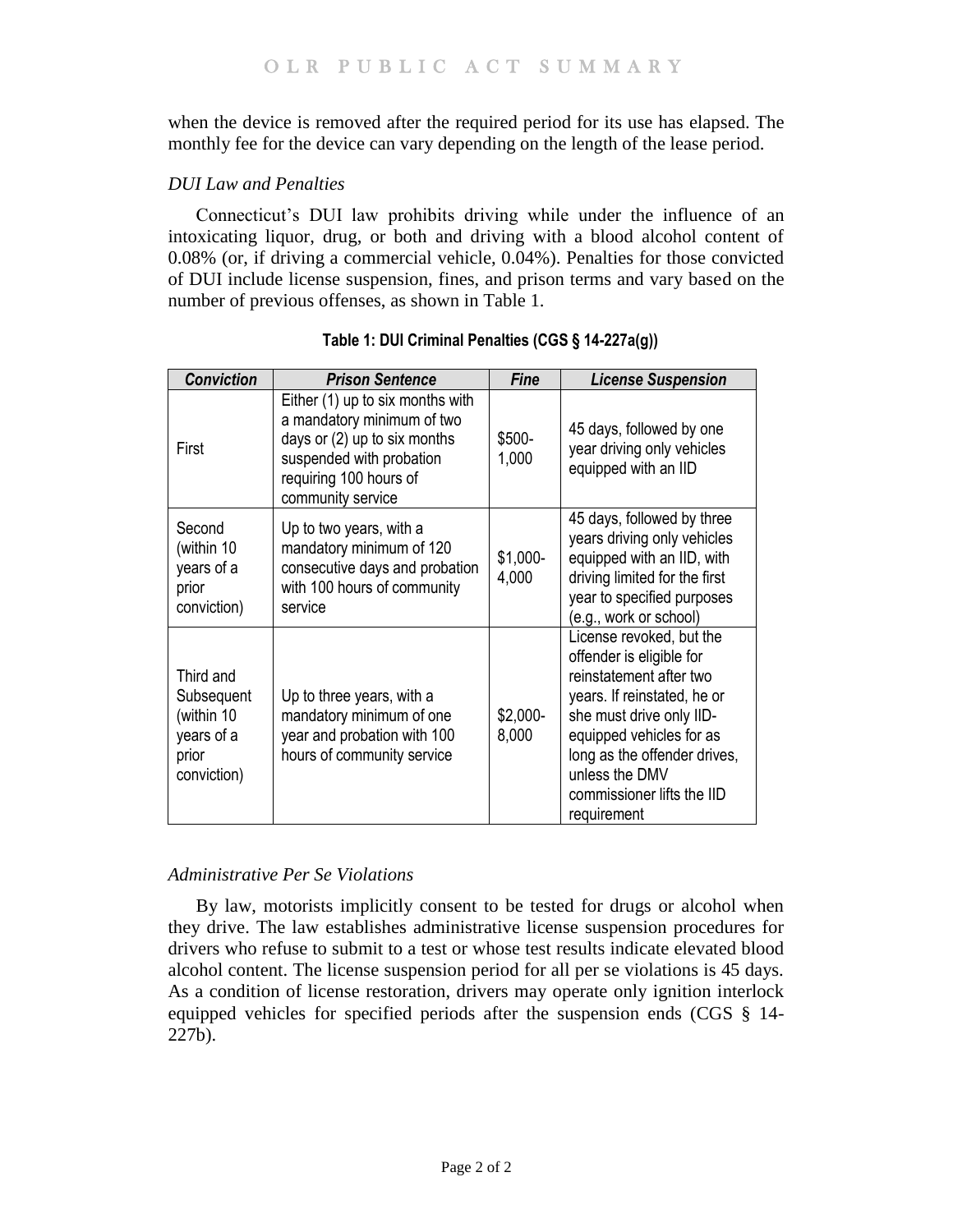when the device is removed after the required period for its use has elapsed. The monthly fee for the device can vary depending on the length of the lease period.

### *DUI Law and Penalties*

Connecticut's DUI law prohibits driving while under the influence of an intoxicating liquor, drug, or both and driving with a blood alcohol content of 0.08% (or, if driving a commercial vehicle, 0.04%). Penalties for those convicted of DUI include license suspension, fines, and prison terms and vary based on the number of previous offenses, as shown in Table 1.

**Table 1: DUI Criminal Penalties (CGS § 14-227a(g))**

| *Conviction* | *Prison Sentence* | *Fine* | *License Suspension* |
|---|---|---|---|
| First | Either (1) up to six months with a mandatory minimum of two days or (2) up to six months suspended with probation requiring 100 hours of community service | $500-1,000 | 45 days, followed by one year driving only vehicles equipped with an IID |
| Second (within 10 years of a prior conviction) | Up to two years, with a mandatory minimum of 120 consecutive days and probation with 100 hours of community service | $1,000-4,000 | 45 days, followed by three years driving only vehicles equipped with an IID, with driving limited for the first year to specified purposes (e.g., work or school) |
| Third and Subsequent (within 10 years of a prior conviction) | Up to three years, with a mandatory minimum of one year and probation with 100 hours of community service | $2,000-8,000 | License revoked, but the offender is eligible for reinstatement after two years. If reinstated, he or she must drive only IID-equipped vehicles for as long as the offender drives, unless the DMV commissioner lifts the IID requirement |

### *Administrative Per Se Violations*

By law, motorists implicitly consent to be tested for drugs or alcohol when they drive. The law establishes administrative license suspension procedures for drivers who refuse to submit to a test or whose test results indicate elevated blood alcohol content. The license suspension period for all per se violations is 45 days. As a condition of license restoration, drivers may operate only ignition interlock equipped vehicles for specified periods after the suspension ends (CGS § 14-227b).